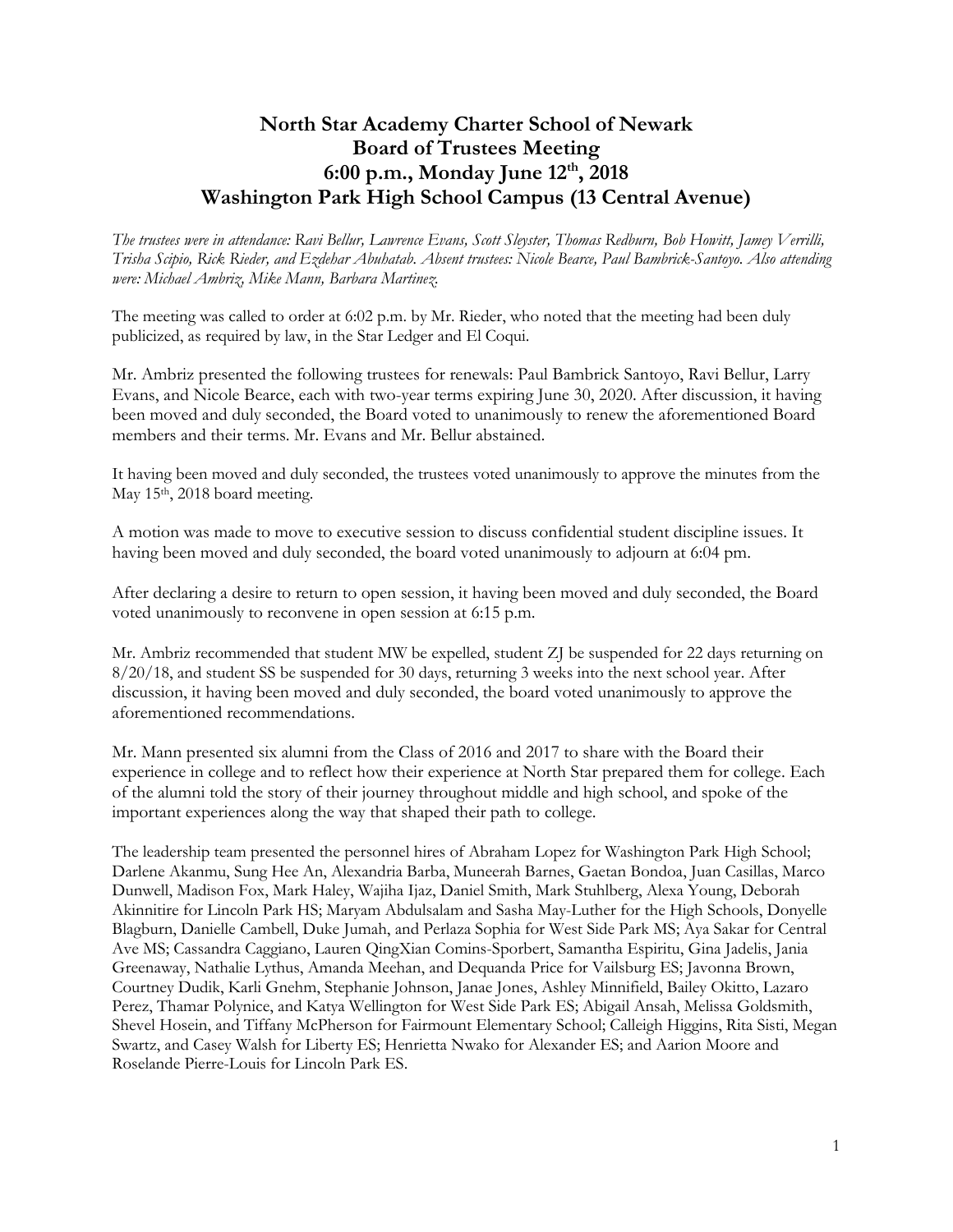# North Star Academy Charter School of Newark
# Board of Trustees Meeting
# 6:00 p.m., Monday June 12th, 2018
# Washington Park High School Campus (13 Central Avenue)

*The trustees were in attendance: Ravi Bellur, Lawrence Evans, Scott Sleyster, Thomas Redburn, Bob Howitt, Jamey Verrilli, Trisha Scipio, Rick Rieder, and Ezdehar Abuhatab. Absent trustees: Nicole Bearce, Paul Bambrick-Santoyo. Also attending were: Michael Ambriz, Mike Mann, Barbara Martinez.*

The meeting was called to order at 6:02 p.m. by Mr. Rieder, who noted that the meeting had been duly publicized, as required by law, in the Star Ledger and El Coqui.

Mr. Ambriz presented the following trustees for renewals: Paul Bambrick Santoyo, Ravi Bellur, Larry Evans, and Nicole Bearce, each with two-year terms expiring June 30, 2020. After discussion, it having been moved and duly seconded, the Board voted to unanimously to renew the aforementioned Board members and their terms. Mr. Evans and Mr. Bellur abstained.

It having been moved and duly seconded, the trustees voted unanimously to approve the minutes from the May 15th, 2018 board meeting.

A motion was made to move to executive session to discuss confidential student discipline issues. It having been moved and duly seconded, the board voted unanimously to adjourn at 6:04 pm.

After declaring a desire to return to open session, it having been moved and duly seconded, the Board voted unanimously to reconvene in open session at 6:15 p.m.

Mr. Ambriz recommended that student MW be expelled, student ZJ be suspended for 22 days returning on 8/20/18, and student SS be suspended for 30 days, returning 3 weeks into the next school year. After discussion, it having been moved and duly seconded, the board voted unanimously to approve the aforementioned recommendations.

Mr. Mann presented six alumni from the Class of 2016 and 2017 to share with the Board their experience in college and to reflect how their experience at North Star prepared them for college. Each of the alumni told the story of their journey throughout middle and high school, and spoke of the important experiences along the way that shaped their path to college.

The leadership team presented the personnel hires of Abraham Lopez for Washington Park High School; Darlene Akanmu, Sung Hee An, Alexandria Barba, Muneerah Barnes, Gaetan Bondoa, Juan Casillas, Marco Dunwell, Madison Fox, Mark Haley, Wajiha Ijaz, Daniel Smith, Mark Stuhlberg, Alexa Young, Deborah Akinnitire for Lincoln Park HS; Maryam Abdulsalam and Sasha May-Luther for the High Schools, Donyelle Blagburn, Danielle Cambell, Duke Jumah, and Perlaza Sophia for West Side Park MS; Aya Sakar for Central Ave MS; Cassandra Caggiano, Lauren QingXian Comins-Sporbert, Samantha Espiritu, Gina Jadelis, Jania Greenaway, Nathalie Lythus, Amanda Meehan, and Dequanda Price for Vailsburg ES; Javonna Brown, Courtney Dudik, Karli Gnehm, Stephanie Johnson, Janae Jones, Ashley Minnifield, Bailey Okitto, Lazaro Perez, Thamar Polynice, and Katya Wellington for West Side Park ES; Abigail Ansah, Melissa Goldsmith, Shevel Hosein, and Tiffany McPherson for Fairmount Elementary School; Calleigh Higgins, Rita Sisti, Megan Swartz, and Casey Walsh for Liberty ES; Henrietta Nwako for Alexander ES; and Aarion Moore and Roselande Pierre-Louis for Lincoln Park ES.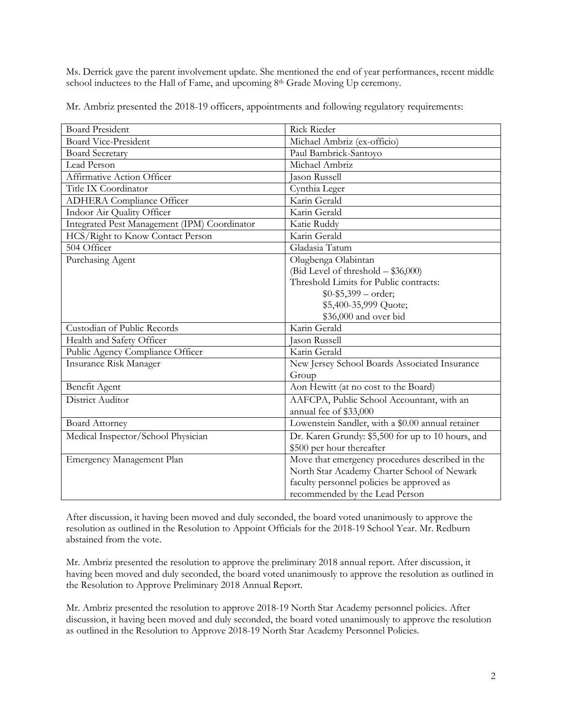Ms. Derrick gave the parent involvement update. She mentioned the end of year performances, recent middle school inductees to the Hall of Fame, and upcoming 8th Grade Moving Up ceremony.

Mr. Ambriz presented the 2018-19 officers, appointments and following regulatory requirements:

| Board President | Rick Rieder |
|---|---|
| Board Vice-President | Michael Ambriz (ex-officio) |
| Board Secretary | Paul Bambrick-Santoyo |
| Lead Person | Michael Ambriz |
| Affirmative Action Officer | Jason Russell |
| Title IX Coordinator | Cynthia Leger |
| ADHERA Compliance Officer | Karin Gerald |
| Indoor Air Quality Officer | Karin Gerald |
| Integrated Pest Management (IPM) Coordinator | Katie Ruddy |
| HCS/Right to Know Contact Person | Karin Gerald |
| 504 Officer | Gladasia Tatum |
| Purchasing Agent | Olugbenga Olabintan<br>(Bid Level of threshold – $36,000)<br>Threshold Limits for Public contracts:<br>$0-$5,399 – order;<br>$5,400-35,999 Quote;<br>$36,000 and over bid |
| Custodian of Public Records | Karin Gerald |
| Health and Safety Officer | Jason Russell |
| Public Agency Compliance Officer | Karin Gerald |
| Insurance Risk Manager | New Jersey School Boards Associated Insurance Group |
| Benefit Agent | Aon Hewitt (at no cost to the Board) |
| District Auditor | AAFCPA, Public School Accountant, with an annual fee of $33,000 |
| Board Attorney | Lowenstein Sandler, with a $0.00 annual retainer |
| Medical Inspector/School Physician | Dr. Karen Grundy: $5,500 for up to 10 hours, and $500 per hour thereafter |
| Emergency Management Plan | Move that emergency procedures described in the North Star Academy Charter School of Newark faculty personnel policies be approved as recommended by the Lead Person |

After discussion, it having been moved and duly seconded, the board voted unanimously to approve the resolution as outlined in the Resolution to Appoint Officials for the 2018-19 School Year. Mr. Redburn abstained from the vote.

Mr. Ambriz presented the resolution to approve the preliminary 2018 annual report. After discussion, it having been moved and duly seconded, the board voted unanimously to approve the resolution as outlined in the Resolution to Approve Preliminary 2018 Annual Report.

Mr. Ambriz presented the resolution to approve 2018-19 North Star Academy personnel policies. After discussion, it having been moved and duly seconded, the board voted unanimously to approve the resolution as outlined in the Resolution to Approve 2018-19 North Star Academy Personnel Policies.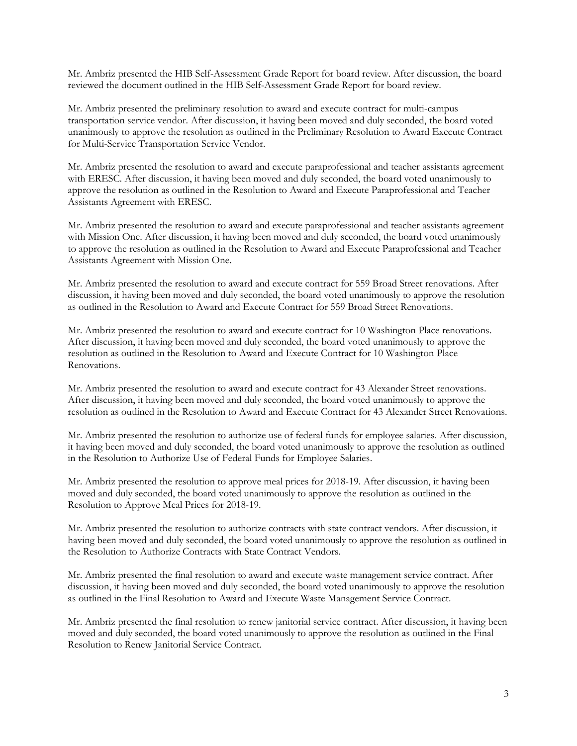Mr. Ambriz presented the HIB Self-Assessment Grade Report for board review. After discussion, the board reviewed the document outlined in the HIB Self-Assessment Grade Report for board review.

Mr. Ambriz presented the preliminary resolution to award and execute contract for multi-campus transportation service vendor. After discussion, it having been moved and duly seconded, the board voted unanimously to approve the resolution as outlined in the Preliminary Resolution to Award Execute Contract for Multi-Service Transportation Service Vendor.

Mr. Ambriz presented the resolution to award and execute paraprofessional and teacher assistants agreement with ERESC. After discussion, it having been moved and duly seconded, the board voted unanimously to approve the resolution as outlined in the Resolution to Award and Execute Paraprofessional and Teacher Assistants Agreement with ERESC.

Mr. Ambriz presented the resolution to award and execute paraprofessional and teacher assistants agreement with Mission One. After discussion, it having been moved and duly seconded, the board voted unanimously to approve the resolution as outlined in the Resolution to Award and Execute Paraprofessional and Teacher Assistants Agreement with Mission One.

Mr. Ambriz presented the resolution to award and execute contract for 559 Broad Street renovations. After discussion, it having been moved and duly seconded, the board voted unanimously to approve the resolution as outlined in the Resolution to Award and Execute Contract for 559 Broad Street Renovations.

Mr. Ambriz presented the resolution to award and execute contract for 10 Washington Place renovations. After discussion, it having been moved and duly seconded, the board voted unanimously to approve the resolution as outlined in the Resolution to Award and Execute Contract for 10 Washington Place Renovations.

Mr. Ambriz presented the resolution to award and execute contract for 43 Alexander Street renovations. After discussion, it having been moved and duly seconded, the board voted unanimously to approve the resolution as outlined in the Resolution to Award and Execute Contract for 43 Alexander Street Renovations.

Mr. Ambriz presented the resolution to authorize use of federal funds for employee salaries. After discussion, it having been moved and duly seconded, the board voted unanimously to approve the resolution as outlined in the Resolution to Authorize Use of Federal Funds for Employee Salaries.

Mr. Ambriz presented the resolution to approve meal prices for 2018-19. After discussion, it having been moved and duly seconded, the board voted unanimously to approve the resolution as outlined in the Resolution to Approve Meal Prices for 2018-19.

Mr. Ambriz presented the resolution to authorize contracts with state contract vendors. After discussion, it having been moved and duly seconded, the board voted unanimously to approve the resolution as outlined in the Resolution to Authorize Contracts with State Contract Vendors.

Mr. Ambriz presented the final resolution to award and execute waste management service contract. After discussion, it having been moved and duly seconded, the board voted unanimously to approve the resolution as outlined in the Final Resolution to Award and Execute Waste Management Service Contract.

Mr. Ambriz presented the final resolution to renew janitorial service contract. After discussion, it having been moved and duly seconded, the board voted unanimously to approve the resolution as outlined in the Final Resolution to Renew Janitorial Service Contract.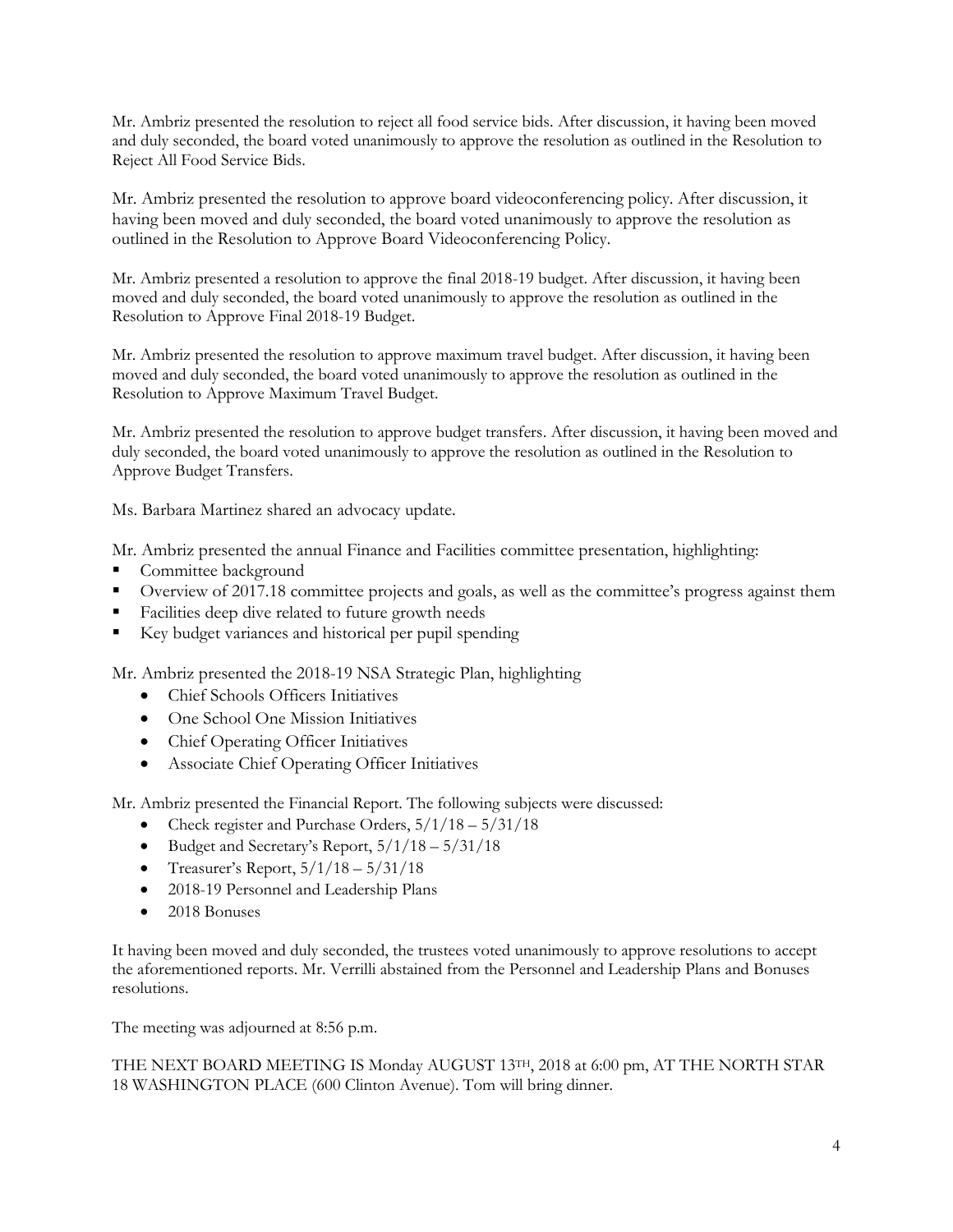Mr. Ambriz presented the resolution to reject all food service bids. After discussion, it having been moved and duly seconded, the board voted unanimously to approve the resolution as outlined in the Resolution to Reject All Food Service Bids.

Mr. Ambriz presented the resolution to approve board videoconferencing policy. After discussion, it having been moved and duly seconded, the board voted unanimously to approve the resolution as outlined in the Resolution to Approve Board Videoconferencing Policy.

Mr. Ambriz presented a resolution to approve the final 2018-19 budget. After discussion, it having been moved and duly seconded, the board voted unanimously to approve the resolution as outlined in the Resolution to Approve Final 2018-19 Budget.

Mr. Ambriz presented the resolution to approve maximum travel budget. After discussion, it having been moved and duly seconded, the board voted unanimously to approve the resolution as outlined in the Resolution to Approve Maximum Travel Budget.

Mr. Ambriz presented the resolution to approve budget transfers. After discussion, it having been moved and duly seconded, the board voted unanimously to approve the resolution as outlined in the Resolution to Approve Budget Transfers.

Ms. Barbara Martinez shared an advocacy update.

Mr. Ambriz presented the annual Finance and Facilities committee presentation, highlighting:

- Committee background
- Overview of 2017.18 committee projects and goals, as well as the committee's progress against them
- Facilities deep dive related to future growth needs
- Key budget variances and historical per pupil spending

Mr. Ambriz presented the 2018-19 NSA Strategic Plan, highlighting

- Chief Schools Officers Initiatives
- One School One Mission Initiatives
- Chief Operating Officer Initiatives
- Associate Chief Operating Officer Initiatives

Mr. Ambriz presented the Financial Report. The following subjects were discussed:

- Check register and Purchase Orders, 5/1/18 – 5/31/18
- Budget and Secretary's Report, 5/1/18 – 5/31/18
- Treasurer's Report, 5/1/18 – 5/31/18
- 2018-19 Personnel and Leadership Plans
- 2018 Bonuses

It having been moved and duly seconded, the trustees voted unanimously to approve resolutions to accept the aforementioned reports. Mr. Verrilli abstained from the Personnel and Leadership Plans and Bonuses resolutions.

The meeting was adjourned at 8:56 p.m.

THE NEXT BOARD MEETING IS Monday AUGUST 13TH, 2018 at 6:00 pm, AT THE NORTH STAR 18 WASHINGTON PLACE (600 Clinton Avenue). Tom will bring dinner.